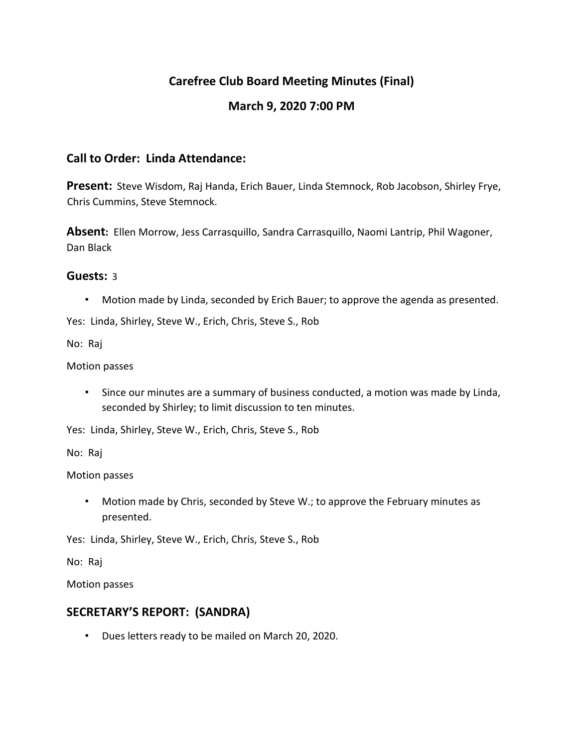# Carefree Club Board Meeting Minutes (Final)

## March 9, 2020 7:00 PM

### Call to Order: Linda Attendance:

**Present:** Steve Wisdom, Raj Handa, Erich Bauer, Linda Stemnock, Rob Jacobson, Shirley Frye, Chris Cummins, Steve Stemnock.

**Absent:** Ellen Morrow, Jess Carrasquillo, Sandra Carrasquillo, Naomi Lantrip, Phil Wagoner, Dan Black

### Guests: 3

- Motion made by Linda, seconded by Erich Bauer; to approve the agenda as presented.

Yes: Linda, Shirley, Steve W., Erich, Chris, Steve S., Rob

No: Raj

Motion passes

- Since our minutes are a summary of business conducted, a motion was made by Linda, seconded by Shirley; to limit discussion to ten minutes.

Yes: Linda, Shirley, Steve W., Erich, Chris, Steve S., Rob

No: Raj

Motion passes

- Motion made by Chris, seconded by Steve W.; to approve the February minutes as presented.

Yes: Linda, Shirley, Steve W., Erich, Chris, Steve S., Rob

No: Raj

Motion passes

### SECRETARY'S REPORT: (SANDRA)

- Dues letters ready to be mailed on March 20, 2020.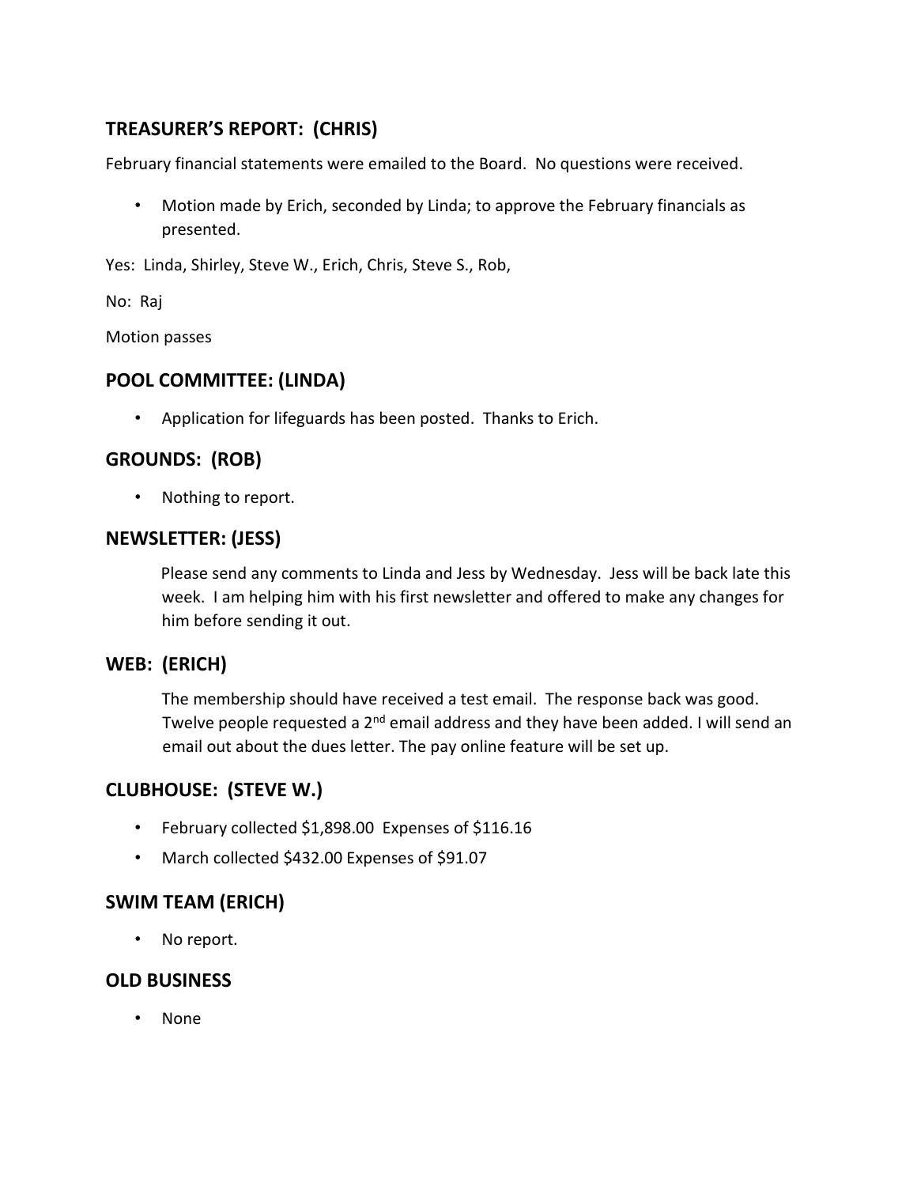## TREASURER'S REPORT: (CHRIS)

February financial statements were emailed to the Board. No questions were received.

- Motion made by Erich, seconded by Linda; to approve the February financials as presented.

Yes: Linda, Shirley, Steve W., Erich, Chris, Steve S., Rob,

No: Raj

Motion passes

## POOL COMMITTEE: (LINDA)

- Application for lifeguards has been posted. Thanks to Erich.

## GROUNDS: (ROB)

- Nothing to report.

## NEWSLETTER: (JESS)

Please send any comments to Linda and Jess by Wednesday. Jess will be back late this week. I am helping him with his first newsletter and offered to make any changes for him before sending it out.

## WEB: (ERICH)

The membership should have received a test email. The response back was good. Twelve people requested a 2nd email address and they have been added. I will send an email out about the dues letter. The pay online feature will be set up.

## CLUBHOUSE: (STEVE W.)

- February collected $1,898.00 Expenses of $116.16
- March collected $432.00 Expenses of $91.07

## SWIM TEAM (ERICH)

- No report.

## OLD BUSINESS

- None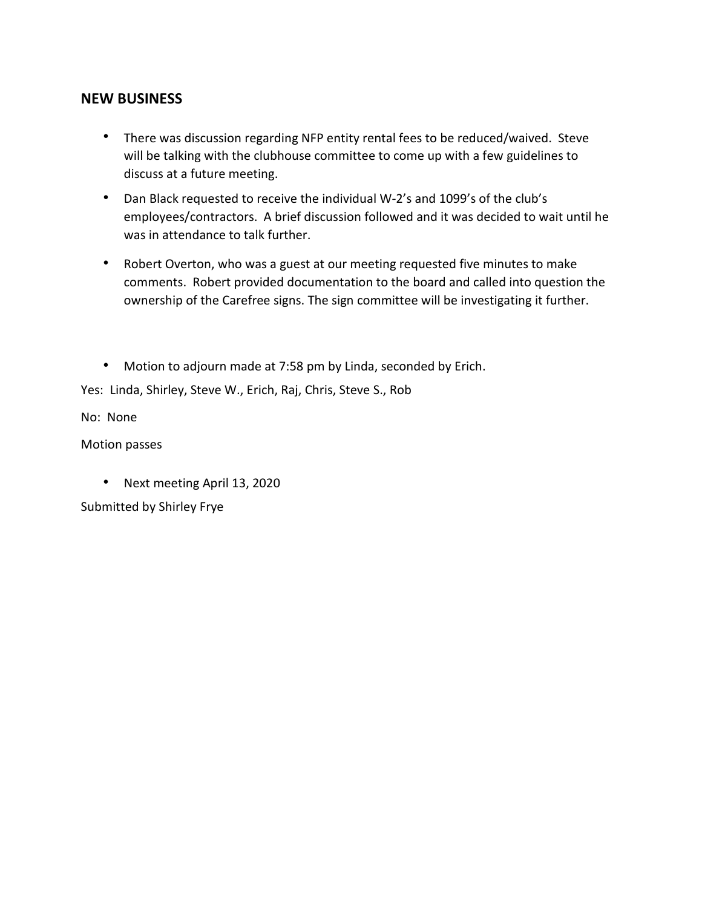## NEW BUSINESS

- There was discussion regarding NFP entity rental fees to be reduced/waived. Steve will be talking with the clubhouse committee to come up with a few guidelines to discuss at a future meeting.
- Dan Black requested to receive the individual W-2's and 1099's of the club's employees/contractors. A brief discussion followed and it was decided to wait until he was in attendance to talk further.
- Robert Overton, who was a guest at our meeting requested five minutes to make comments. Robert provided documentation to the board and called into question the ownership of the Carefree signs. The sign committee will be investigating it further.

- Motion to adjourn made at 7:58 pm by Linda, seconded by Erich.

Yes: Linda, Shirley, Steve W., Erich, Raj, Chris, Steve S., Rob

No: None

Motion passes

- Next meeting April 13, 2020

Submitted by Shirley Frye